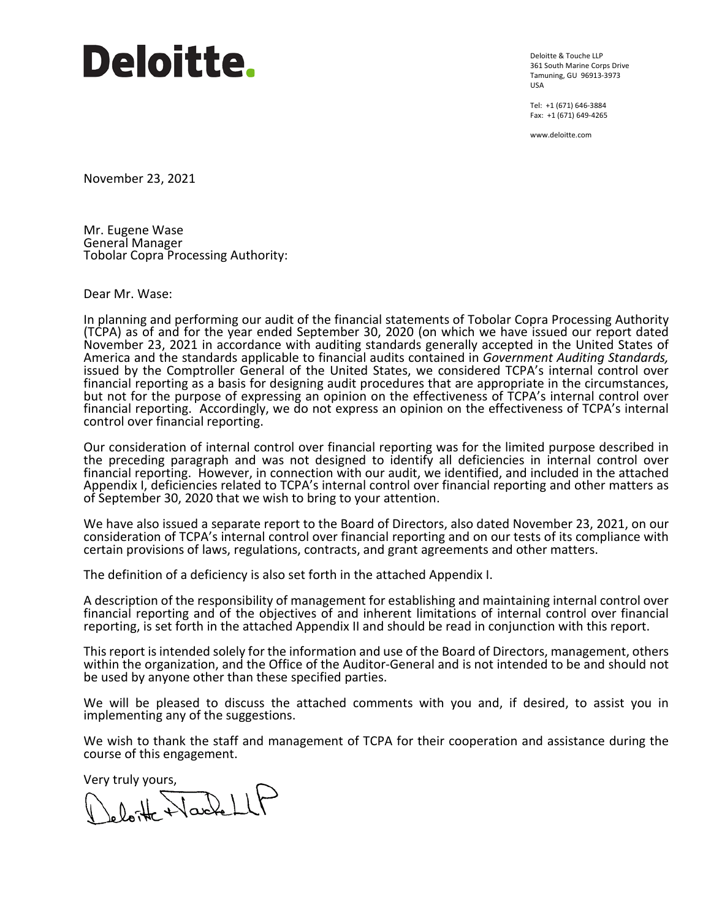**Deloitte.**

Deloitte & Touche LLP
361 South Marine Corps Drive
Tamuning, GU 96913-3973
USA

Tel: +1 (671) 646-3884
Fax: +1 (671) 649-4265

www.deloitte.com

November 23, 2021

Mr. Eugene Wase
General Manager
Tobolar Copra Processing Authority:

Dear Mr. Wase:

In planning and performing our audit of the financial statements of Tobolar Copra Processing Authority (TCPA) as of and for the year ended September 30, 2020 (on which we have issued our report dated November 23, 2021 in accordance with auditing standards generally accepted in the United States of America and the standards applicable to financial audits contained in *Government Auditing Standards,* issued by the Comptroller General of the United States, we considered TCPA's internal control over financial reporting as a basis for designing audit procedures that are appropriate in the circumstances, but not for the purpose of expressing an opinion on the effectiveness of TCPA's internal control over financial reporting. Accordingly, we do not express an opinion on the effectiveness of TCPA's internal control over financial reporting.

Our consideration of internal control over financial reporting was for the limited purpose described in the preceding paragraph and was not designed to identify all deficiencies in internal control over financial reporting. However, in connection with our audit, we identified, and included in the attached Appendix I, deficiencies related to TCPA's internal control over financial reporting and other matters as of September 30, 2020 that we wish to bring to your attention.

We have also issued a separate report to the Board of Directors, also dated November 23, 2021, on our consideration of TCPA's internal control over financial reporting and on our tests of its compliance with certain provisions of laws, regulations, contracts, and grant agreements and other matters.

The definition of a deficiency is also set forth in the attached Appendix I.

A description of the responsibility of management for establishing and maintaining internal control over financial reporting and of the objectives of and inherent limitations of internal control over financial reporting, is set forth in the attached Appendix II and should be read in conjunction with this report.

This report is intended solely for the information and use of the Board of Directors, management, others within the organization, and the Office of the Auditor-General and is not intended to be and should not be used by anyone other than these specified parties.

We will be pleased to discuss the attached comments with you and, if desired, to assist you in implementing any of the suggestions.

We wish to thank the staff and management of TCPA for their cooperation and assistance during the course of this engagement.

Very truly yours,

Deloitte & Touche LLP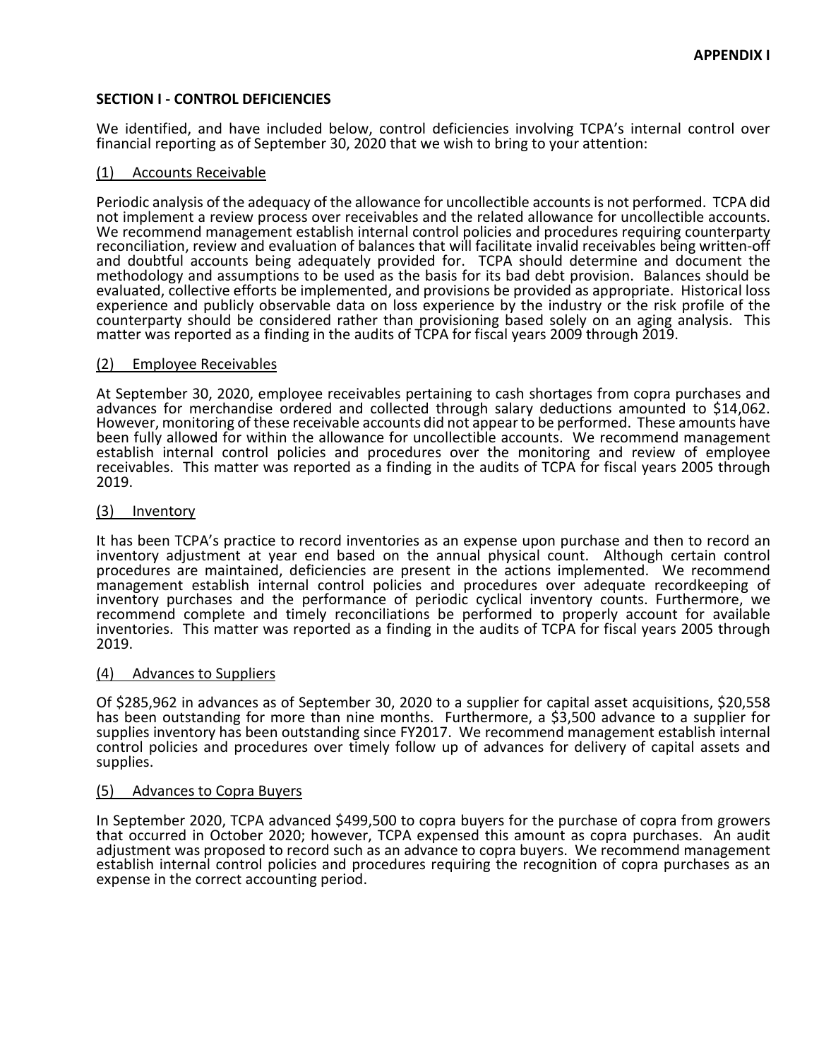**APPENDIX I**

**SECTION I - CONTROL DEFICIENCIES**

We identified, and have included below, control deficiencies involving TCPA's internal control over financial reporting as of September 30, 2020 that we wish to bring to your attention:

(1) Accounts Receivable

Periodic analysis of the adequacy of the allowance for uncollectible accounts is not performed. TCPA did not implement a review process over receivables and the related allowance for uncollectible accounts. We recommend management establish internal control policies and procedures requiring counterparty reconciliation, review and evaluation of balances that will facilitate invalid receivables being written-off and doubtful accounts being adequately provided for. TCPA should determine and document the methodology and assumptions to be used as the basis for its bad debt provision. Balances should be evaluated, collective efforts be implemented, and provisions be provided as appropriate. Historical loss experience and publicly observable data on loss experience by the industry or the risk profile of the counterparty should be considered rather than provisioning based solely on an aging analysis. This matter was reported as a finding in the audits of TCPA for fiscal years 2009 through 2019.

(2) Employee Receivables

At September 30, 2020, employee receivables pertaining to cash shortages from copra purchases and advances for merchandise ordered and collected through salary deductions amounted to $14,062. However, monitoring of these receivable accounts did not appear to be performed. These amounts have been fully allowed for within the allowance for uncollectible accounts. We recommend management establish internal control policies and procedures over the monitoring and review of employee receivables. This matter was reported as a finding in the audits of TCPA for fiscal years 2005 through 2019.

(3) Inventory

It has been TCPA's practice to record inventories as an expense upon purchase and then to record an inventory adjustment at year end based on the annual physical count. Although certain control procedures are maintained, deficiencies are present in the actions implemented. We recommend management establish internal control policies and procedures over adequate recordkeeping of inventory purchases and the performance of periodic cyclical inventory counts. Furthermore, we recommend complete and timely reconciliations be performed to properly account for available inventories. This matter was reported as a finding in the audits of TCPA for fiscal years 2005 through 2019.

(4) Advances to Suppliers

Of $285,962 in advances as of September 30, 2020 to a supplier for capital asset acquisitions, $20,558 has been outstanding for more than nine months. Furthermore, a $3,500 advance to a supplier for supplies inventory has been outstanding since FY2017. We recommend management establish internal control policies and procedures over timely follow up of advances for delivery of capital assets and supplies.

(5) Advances to Copra Buyers

In September 2020, TCPA advanced $499,500 to copra buyers for the purchase of copra from growers that occurred in October 2020; however, TCPA expensed this amount as copra purchases. An audit adjustment was proposed to record such as an advance to copra buyers. We recommend management establish internal control policies and procedures requiring the recognition of copra purchases as an expense in the correct accounting period.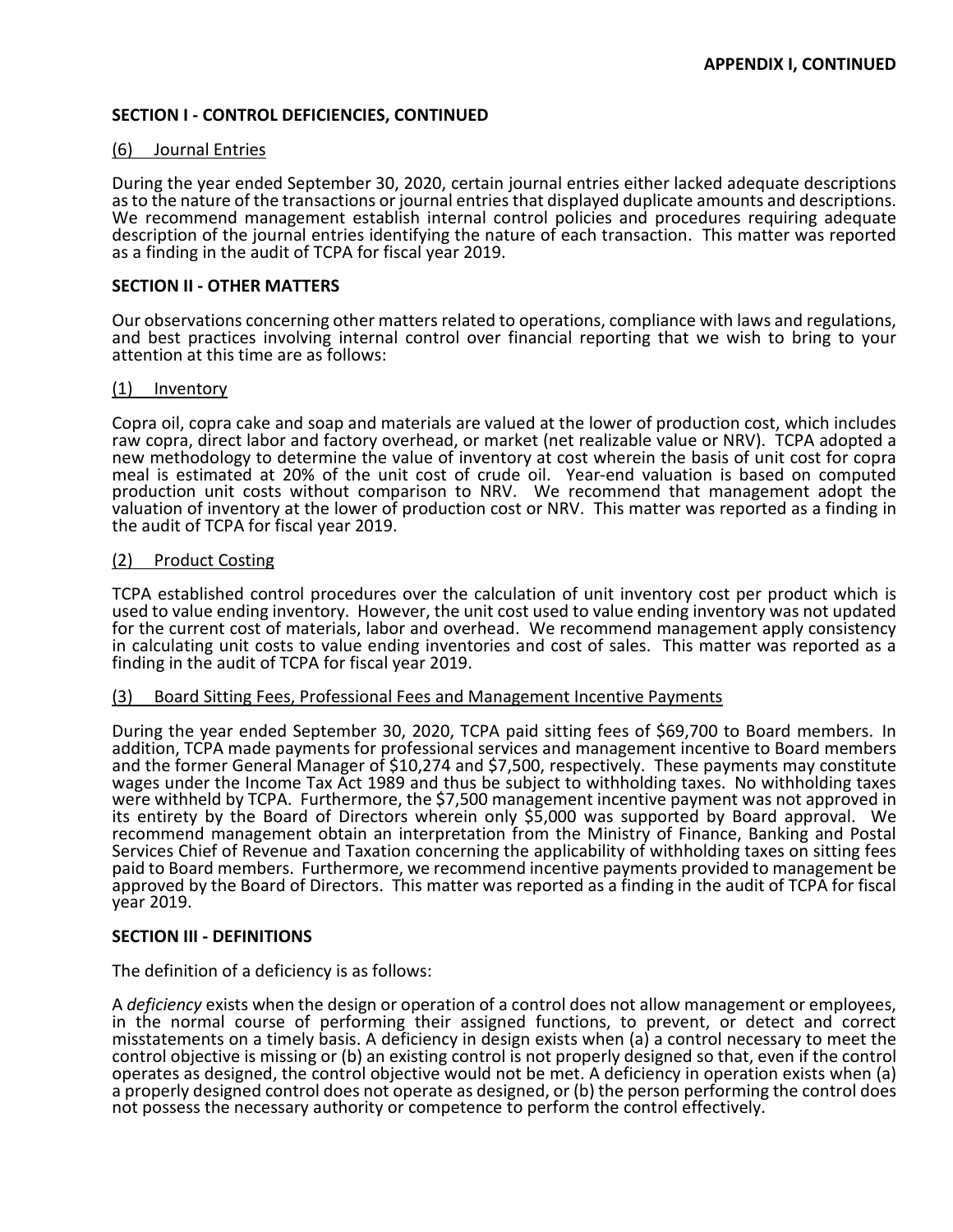**APPENDIX I, CONTINUED**

**SECTION I - CONTROL DEFICIENCIES, CONTINUED**

(6) Journal Entries

During the year ended September 30, 2020, certain journal entries either lacked adequate descriptions as to the nature of the transactions or journal entries that displayed duplicate amounts and descriptions. We recommend management establish internal control policies and procedures requiring adequate description of the journal entries identifying the nature of each transaction. This matter was reported as a finding in the audit of TCPA for fiscal year 2019.

**SECTION II - OTHER MATTERS**

Our observations concerning other matters related to operations, compliance with laws and regulations, and best practices involving internal control over financial reporting that we wish to bring to your attention at this time are as follows:

(1) Inventory

Copra oil, copra cake and soap and materials are valued at the lower of production cost, which includes raw copra, direct labor and factory overhead, or market (net realizable value or NRV). TCPA adopted a new methodology to determine the value of inventory at cost wherein the basis of unit cost for copra meal is estimated at 20% of the unit cost of crude oil. Year-end valuation is based on computed production unit costs without comparison to NRV. We recommend that management adopt the valuation of inventory at the lower of production cost or NRV. This matter was reported as a finding in the audit of TCPA for fiscal year 2019.

(2) Product Costing

TCPA established control procedures over the calculation of unit inventory cost per product which is used to value ending inventory. However, the unit cost used to value ending inventory was not updated for the current cost of materials, labor and overhead. We recommend management apply consistency in calculating unit costs to value ending inventories and cost of sales. This matter was reported as a finding in the audit of TCPA for fiscal year 2019.

(3) Board Sitting Fees, Professional Fees and Management Incentive Payments

During the year ended September 30, 2020, TCPA paid sitting fees of $69,700 to Board members. In addition, TCPA made payments for professional services and management incentive to Board members and the former General Manager of $10,274 and $7,500, respectively. These payments may constitute wages under the Income Tax Act 1989 and thus be subject to withholding taxes. No withholding taxes were withheld by TCPA. Furthermore, the $7,500 management incentive payment was not approved in its entirety by the Board of Directors wherein only $5,000 was supported by Board approval. We recommend management obtain an interpretation from the Ministry of Finance, Banking and Postal Services Chief of Revenue and Taxation concerning the applicability of withholding taxes on sitting fees paid to Board members. Furthermore, we recommend incentive payments provided to management be approved by the Board of Directors. This matter was reported as a finding in the audit of TCPA for fiscal year 2019.

**SECTION III - DEFINITIONS**

The definition of a deficiency is as follows:

A *deficiency* exists when the design or operation of a control does not allow management or employees, in the normal course of performing their assigned functions, to prevent, or detect and correct misstatements on a timely basis. A deficiency in design exists when (a) a control necessary to meet the control objective is missing or (b) an existing control is not properly designed so that, even if the control operates as designed, the control objective would not be met. A deficiency in operation exists when (a) a properly designed control does not operate as designed, or (b) the person performing the control does not possess the necessary authority or competence to perform the control effectively.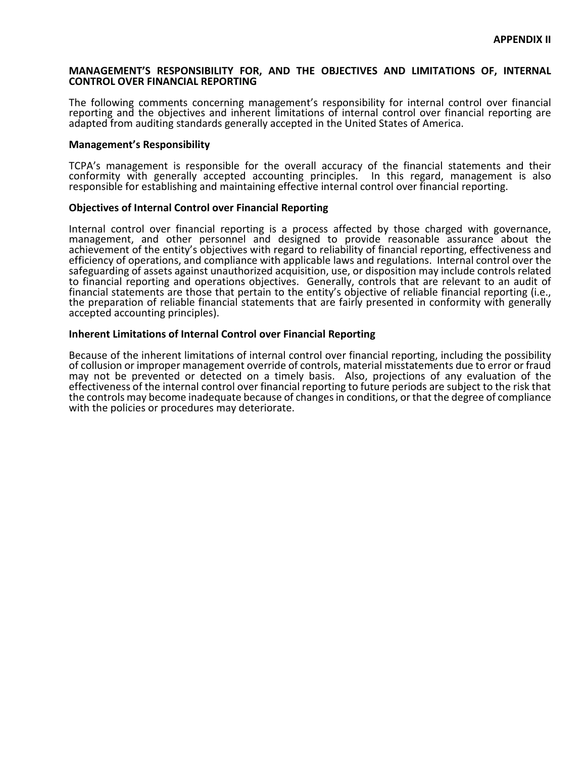**APPENDIX II**

## MANAGEMENT'S RESPONSIBILITY FOR, AND THE OBJECTIVES AND LIMITATIONS OF, INTERNAL CONTROL OVER FINANCIAL REPORTING

The following comments concerning management's responsibility for internal control over financial reporting and the objectives and inherent limitations of internal control over financial reporting are adapted from auditing standards generally accepted in the United States of America.

### Management's Responsibility

TCPA's management is responsible for the overall accuracy of the financial statements and their conformity with generally accepted accounting principles. In this regard, management is also responsible for establishing and maintaining effective internal control over financial reporting.

### Objectives of Internal Control over Financial Reporting

Internal control over financial reporting is a process affected by those charged with governance, management, and other personnel and designed to provide reasonable assurance about the achievement of the entity's objectives with regard to reliability of financial reporting, effectiveness and efficiency of operations, and compliance with applicable laws and regulations. Internal control over the safeguarding of assets against unauthorized acquisition, use, or disposition may include controls related to financial reporting and operations objectives. Generally, controls that are relevant to an audit of financial statements are those that pertain to the entity's objective of reliable financial reporting (i.e., the preparation of reliable financial statements that are fairly presented in conformity with generally accepted accounting principles).

### Inherent Limitations of Internal Control over Financial Reporting

Because of the inherent limitations of internal control over financial reporting, including the possibility of collusion or improper management override of controls, material misstatements due to error or fraud may not be prevented or detected on a timely basis. Also, projections of any evaluation of the effectiveness of the internal control over financial reporting to future periods are subject to the risk that the controls may become inadequate because of changes in conditions, or that the degree of compliance with the policies or procedures may deteriorate.